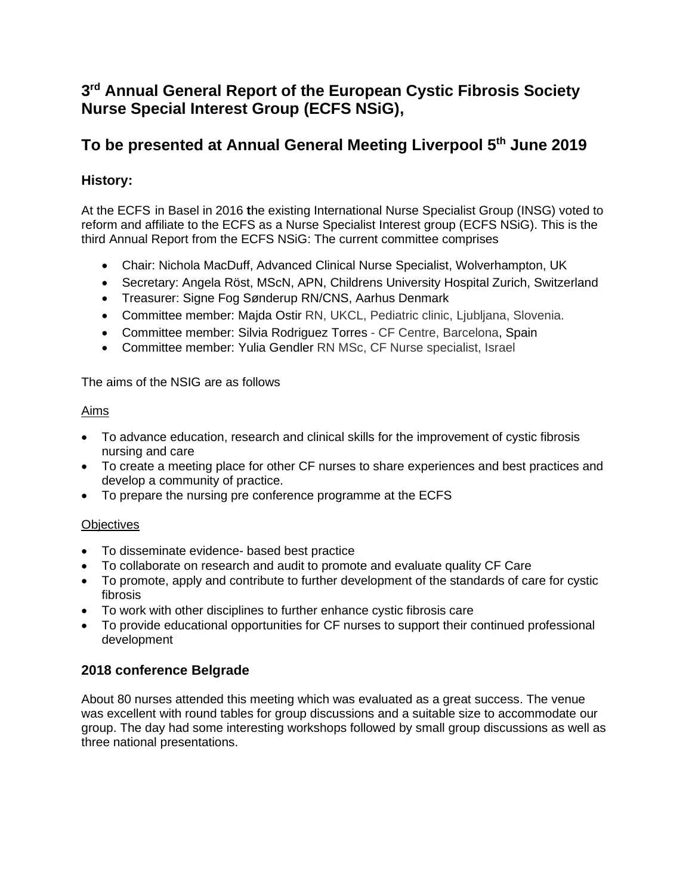# 3rd Annual General Report of the European Cystic Fibrosis Society Nurse Special Interest Group (ECFS NSiG),

# To be presented at Annual General Meeting Liverpool 5th June 2019

## History:

At the ECFS in Basel in 2016 the existing International Nurse Specialist Group (INSG) voted to reform and affiliate to the ECFS as a Nurse Specialist Interest group (ECFS NSiG). This is the third Annual Report from the ECFS NSiG: The current committee comprises

- Chair: Nichola MacDuff, Advanced Clinical Nurse Specialist, Wolverhampton, UK
- Secretary: Angela Röst, MScN, APN, Childrens University Hospital Zurich, Switzerland
- Treasurer: Signe Fog Sønderup RN/CNS, Aarhus Denmark
- Committee member: Majda Ostir RN, UKCL, Pediatric clinic, Ljubljana, Slovenia.
- Committee member: Silvia Rodriguez Torres - CF Centre, Barcelona, Spain
- Committee member: Yulia Gendler RN MSc, CF Nurse specialist, Israel

The aims of the NSIG are as follows

Aims

- To advance education, research and clinical skills for the improvement of cystic fibrosis nursing and care
- To create a meeting place for other CF nurses to share experiences and best practices and develop a community of practice.
- To prepare the nursing pre conference programme at the ECFS

Objectives

- To disseminate evidence- based best practice
- To collaborate on research and audit to promote and evaluate quality CF Care
- To promote, apply and contribute to further development of the standards of care for cystic fibrosis
- To work with other disciplines to further enhance cystic fibrosis care
- To provide educational opportunities for CF nurses to support their continued professional development

## 2018 conference Belgrade

About 80 nurses attended this meeting which was evaluated as a great success. The venue was excellent with round tables for group discussions and a suitable size to accommodate our group. The day had some interesting workshops followed by small group discussions as well as three national presentations.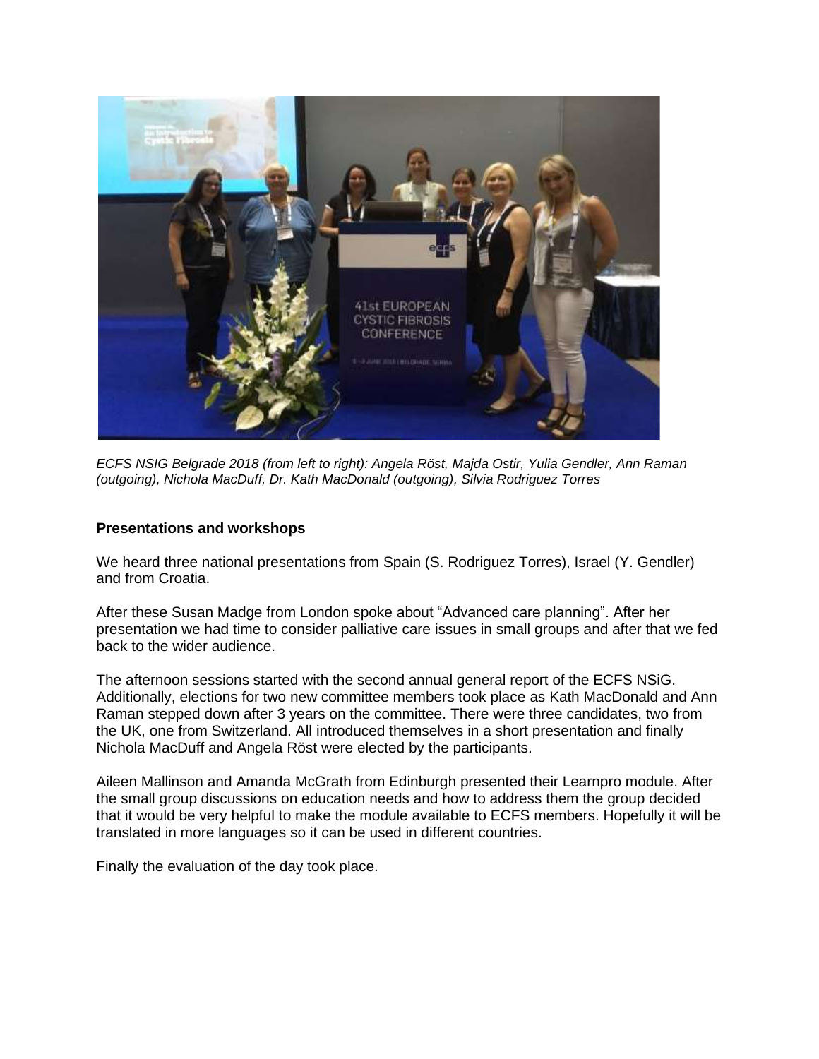*ECFS NSIG Belgrade 2018 (from left to right): Angela Röst, Majda Ostir, Yulia Gendler, Ann Raman (outgoing), Nichola MacDuff, Dr. Kath MacDonald (outgoing), Silvia Rodriguez Torres*

**Presentations and workshops**

We heard three national presentations from Spain (S. Rodriguez Torres), Israel (Y. Gendler) and from Croatia.

After these Susan Madge from London spoke about "Advanced care planning". After her presentation we had time to consider palliative care issues in small groups and after that we fed back to the wider audience.

The afternoon sessions started with the second annual general report of the ECFS NSiG. Additionally, elections for two new committee members took place as Kath MacDonald and Ann Raman stepped down after 3 years on the committee. There were three candidates, two from the UK, one from Switzerland. All introduced themselves in a short presentation and finally Nichola MacDuff and Angela Röst were elected by the participants.

Aileen Mallinson and Amanda McGrath from Edinburgh presented their Learnpro module. After the small group discussions on education needs and how to address them the group decided that it would be very helpful to make the module available to ECFS members. Hopefully it will be translated in more languages so it can be used in different countries.

Finally the evaluation of the day took place.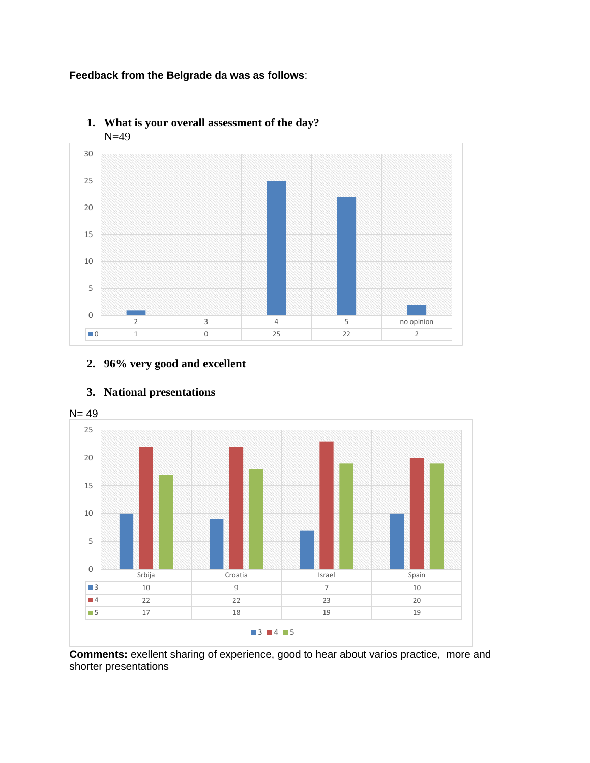**Feedback from the Belgrade da was as follows**:

1. **What is your overall assessment of the day?**
   N=49

|  | 2 | 3 | 4 | 5 | no opinion |
|---|---|---|---|---|---|
| 0 | 1 | 0 | 25 | 22 | 2 |

2. **96% very good and excellent**

3. **National presentations**

N= 49

|  | Srbija | Croatia | Israel | Spain |
|---|---|---|---|---|
| 3 | 10 | 9 | 7 | 10 |
| 4 | 22 | 22 | 23 | 20 |
| 5 | 17 | 18 | 19 | 19 |

**Comments:** exellent sharing of experience, good to hear about varios practice,  more and shorter presentations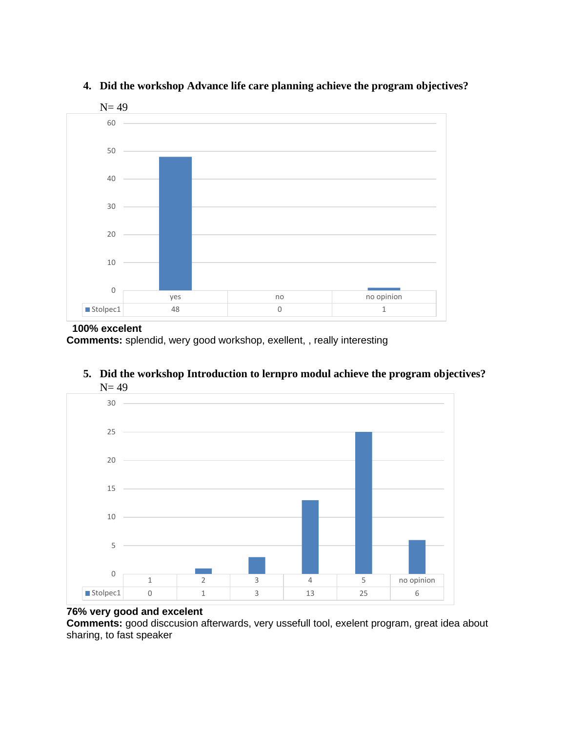4. **Did the workshop Advance life care planning achieve the program objectives?**

N= 49

| | yes | no | no opinion |
|---|---|---|---|
| Stolpec1 | 48 | 0 | 1 |

**100% excelent**

**Comments:** splendid, wery good workshop, exellent, , really interesting

5. **Did the workshop Introduction to lernpro modul achieve the program objectives?**

N= 49

| | 1 | 2 | 3 | 4 | 5 | no opinion |
|---|---|---|---|---|---|---|
| Stolpec1 | 0 | 1 | 3 | 13 | 25 | 6 |

**76% very good and excelent**

**Comments:** good disccusion afterwards, very ussefull tool, exelent program, great idea about sharing, to fast speaker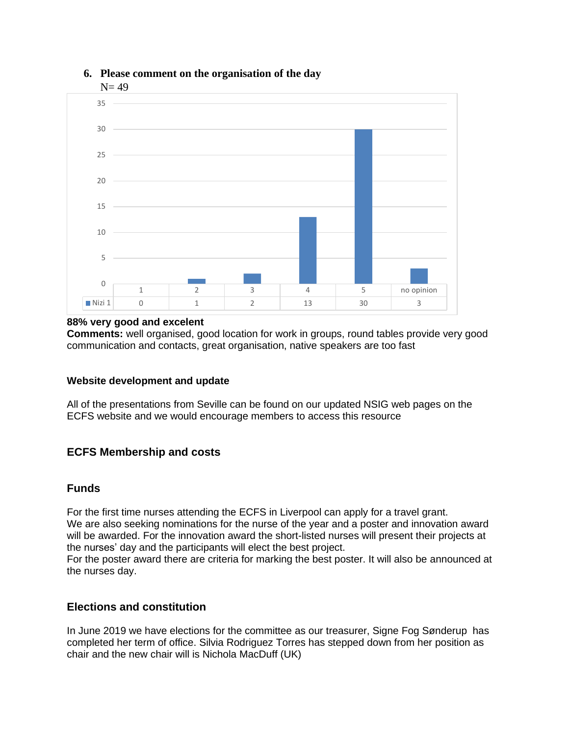6. **Please comment on the organisation of the day**

N= 49

| | 1 | 2 | 3 | 4 | 5 | no opinion |
|---|---|---|---|---|---|---|
| Nizi 1 | 0 | 1 | 2 | 13 | 30 | 3 |

**88% very good and excelent**

**Comments:** well organised, good location for work in groups, round tables provide very good communication and contacts, great organisation, native speakers are too fast

**Website development and update**

All of the presentations from Seville can be found on our updated NSIG web pages on the ECFS website and we would encourage members to access this resource

## ECFS Membership and costs

## Funds

For the first time nurses attending the ECFS in Liverpool can apply for a travel grant.
We are also seeking nominations for the nurse of the year and a poster and innovation award will be awarded. For the innovation award the short-listed nurses will present their projects at the nurses' day and the participants will elect the best project.
For the poster award there are criteria for marking the best poster. It will also be announced at the nurses day.

## Elections and constitution

In June 2019 we have elections for the committee as our treasurer, Signe Fog Sønderup has completed her term of office. Silvia Rodriguez Torres has stepped down from her position as chair and the new chair will is Nichola MacDuff (UK)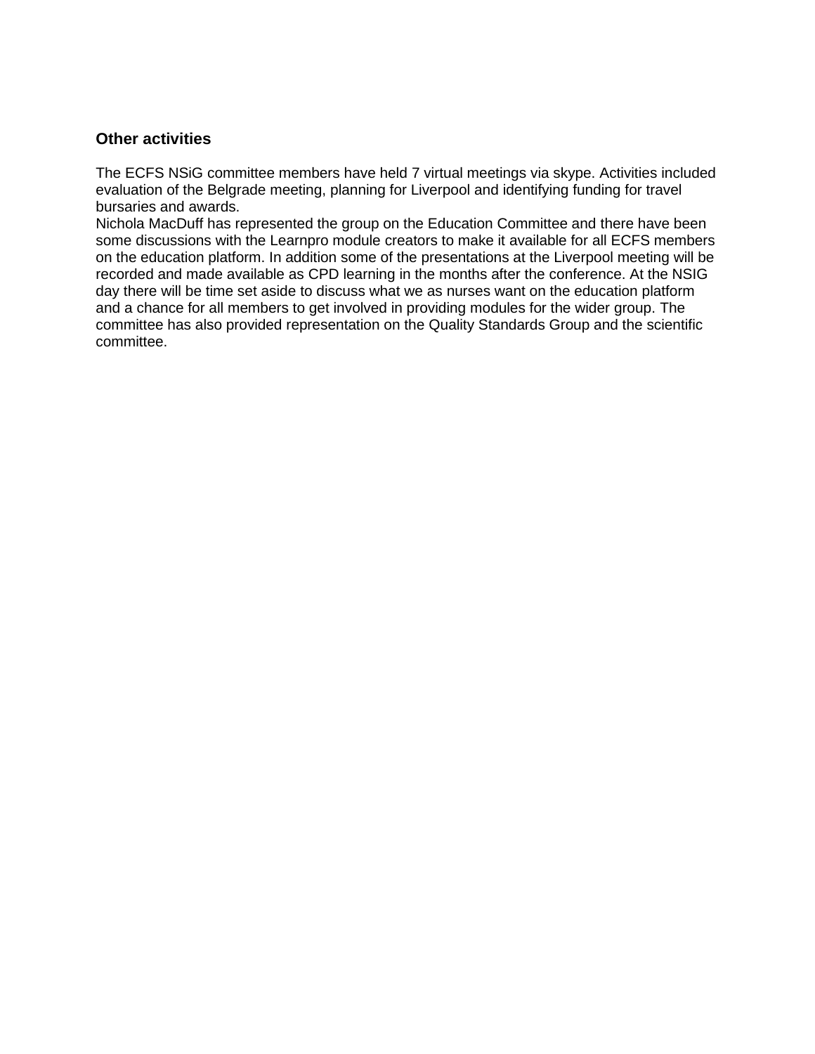### Other activities

The ECFS NSiG committee members have held 7 virtual meetings via skype. Activities included evaluation of the Belgrade meeting, planning for Liverpool and identifying funding for travel bursaries and awards.
Nichola MacDuff has represented the group on the Education Committee and there have been some discussions with the Learnpro module creators to make it available for all ECFS members on the education platform. In addition some of the presentations at the Liverpool meeting will be recorded and made available as CPD learning in the months after the conference. At the NSIG day there will be time set aside to discuss what we as nurses want on the education platform and a chance for all members to get involved in providing modules for the wider group. The committee has also provided representation on the Quality Standards Group and the scientific committee.